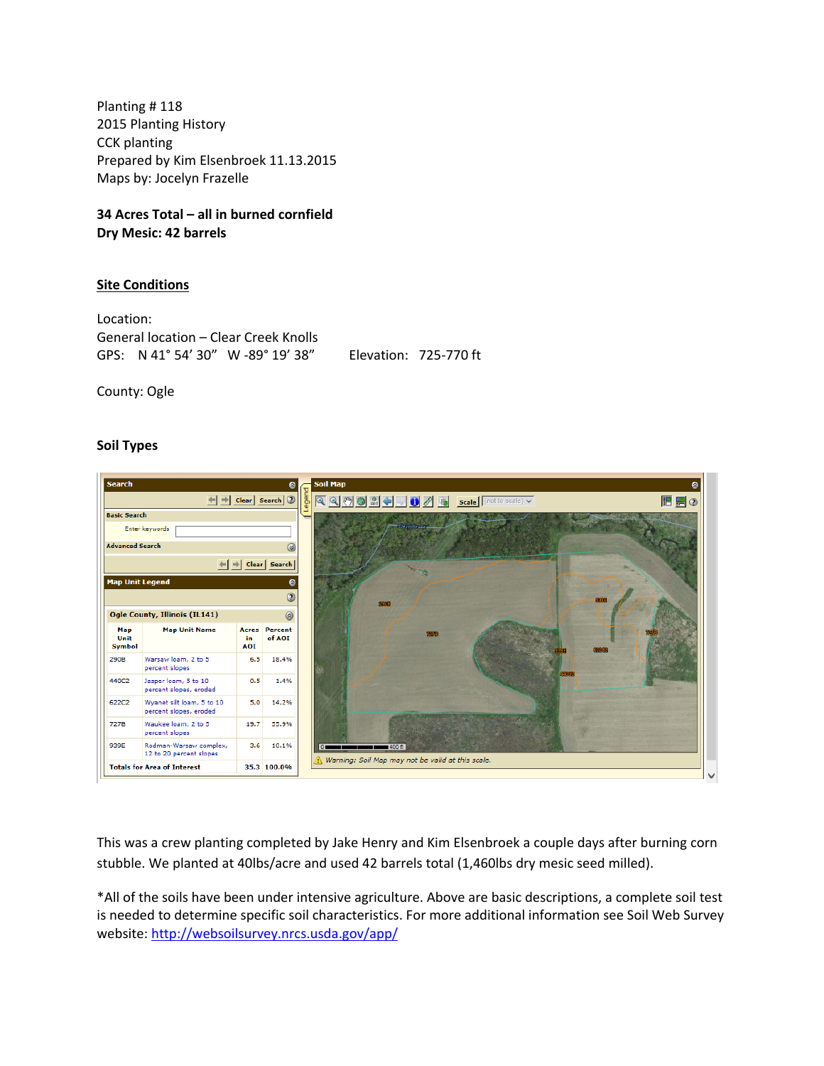Planting # 118
2015 Planting History
CCK planting
Prepared by Kim Elsenbroek 11.13.2015
Maps by: Jocelyn Frazelle

**34 Acres Total – all in burned cornfield**
**Dry Mesic: 42 barrels**

## Site Conditions

Location:
General location – Clear Creek Knolls
GPS: N 41° 54' 30" W -89° 19' 38" Elevation: 725-770 ft

County: Ogle

### Soil Types

Ogle County, Illinois (IL141)

| Map Unit Symbol | Map Unit Name | Acres in AOI | Percent of AOI |
|---|---|---|---|
| 290B | Warsaw loam, 2 to 5 percent slopes | 6.5 | 18.4% |
| 440C2 | Jasper loam, 5 to 10 percent slopes, eroded | 0.5 | 1.4% |
| 622C2 | Wyanet silt loam, 5 to 10 percent slopes, eroded | 5.0 | 14.2% |
| 727B | Waukee loam, 2 to 5 percent slopes | 19.7 | 55.9% |
| 939E | Rodman-Warsaw complex, 12 to 20 percent slopes | 3.6 | 10.1% |
| Totals for Area of Interest | | 35.3 | 100.0% |

Warning: Soil Map may not be valid at this scale.

This was a crew planting completed by Jake Henry and Kim Elsenbroek a couple days after burning corn stubble. We planted at 40lbs/acre and used 42 barrels total (1,460lbs dry mesic seed milled).

*All of the soils have been under intensive agriculture. Above are basic descriptions, a complete soil test is needed to determine specific soil characteristics. For more additional information see Soil Web Survey website: http://websoilsurvey.nrcs.usda.gov/app/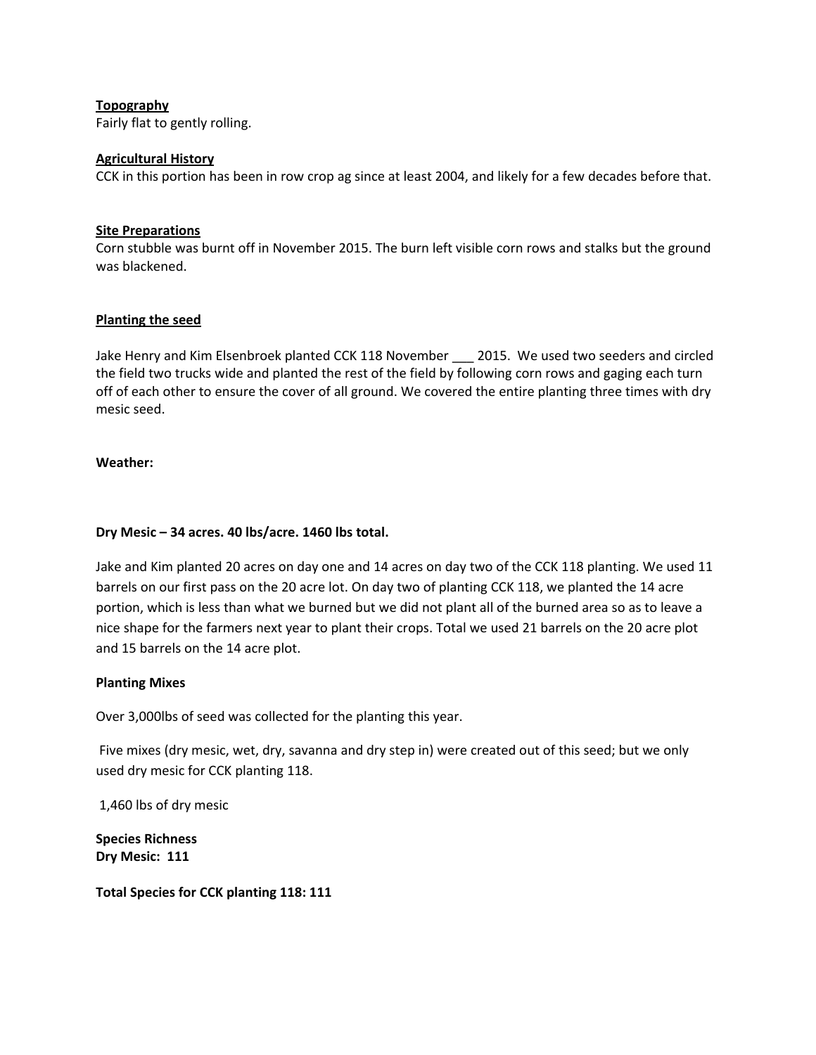**Topography**

Fairly flat to gently rolling.

**Agricultural History**

CCK in this portion has been in row crop ag since at least 2004, and likely for a few decades before that.

**Site Preparations**

Corn stubble was burnt off in November 2015. The burn left visible corn rows and stalks but the ground was blackened.

**Planting the seed**

Jake Henry and Kim Elsenbroek planted CCK 118 November ___ 2015. We used two seeders and circled the field two trucks wide and planted the rest of the field by following corn rows and gaging each turn off of each other to ensure the cover of all ground. We covered the entire planting three times with dry mesic seed.

**Weather:**

**Dry Mesic – 34 acres. 40 lbs/acre. 1460 lbs total.**

Jake and Kim planted 20 acres on day one and 14 acres on day two of the CCK 118 planting. We used 11 barrels on our first pass on the 20 acre lot. On day two of planting CCK 118, we planted the 14 acre portion, which is less than what we burned but we did not plant all of the burned area so as to leave a nice shape for the farmers next year to plant their crops. Total we used 21 barrels on the 20 acre plot and 15 barrels on the 14 acre plot.

**Planting Mixes**

Over 3,000lbs of seed was collected for the planting this year.

Five mixes (dry mesic, wet, dry, savanna and dry step in) were created out of this seed; but we only used dry mesic for CCK planting 118.

1,460 lbs of dry mesic

**Species Richness**
**Dry Mesic: 111**

**Total Species for CCK planting 118: 111**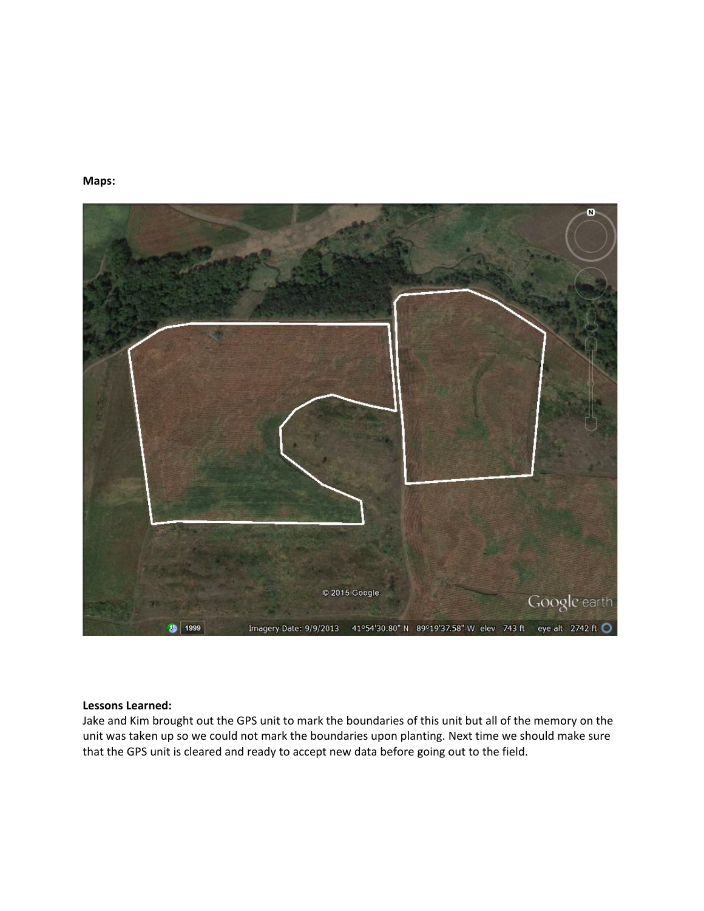**Maps:**

**Lessons Learned:**
Jake and Kim brought out the GPS unit to mark the boundaries of this unit but all of the memory on the unit was taken up so we could not mark the boundaries upon planting. Next time we should make sure that the GPS unit is cleared and ready to accept new data before going out to the field.